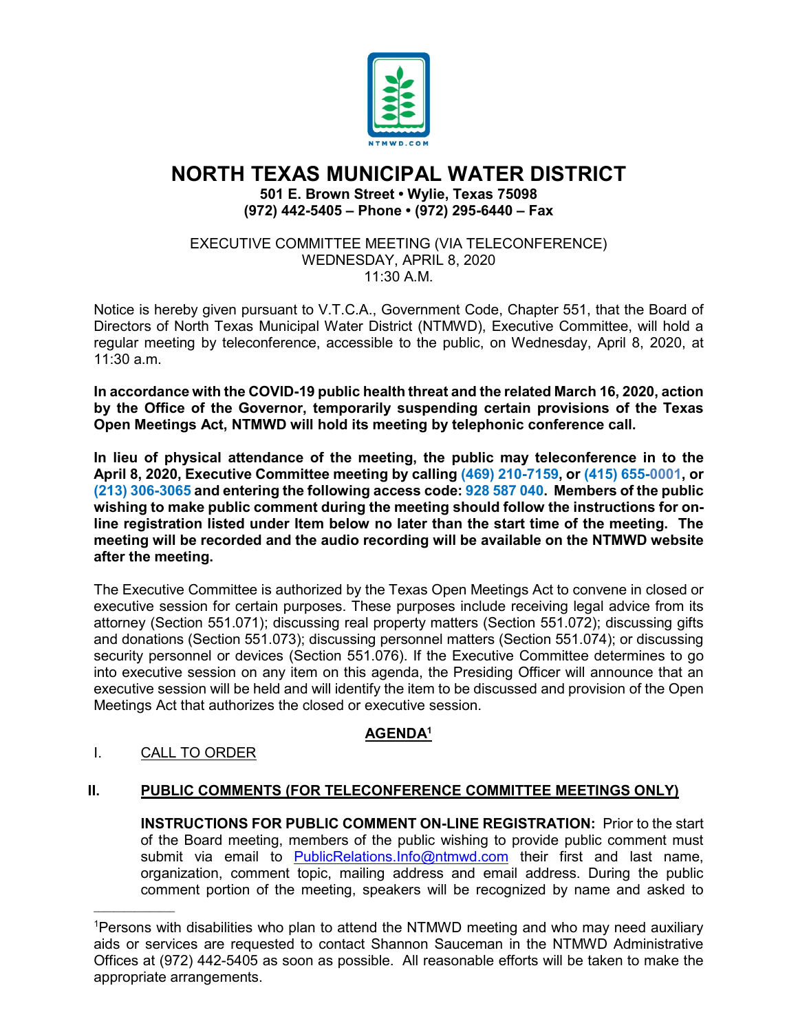# NORTH TEXAS MUNICIPAL WATER DISTRICT

**501 E. Brown Street • Wylie, Texas 75098**
**(972) 442-5405 – Phone • (972) 295-6440 – Fax**

EXECUTIVE COMMITTEE MEETING (VIA TELECONFERENCE)
WEDNESDAY, APRIL 8, 2020
11:30 A.M.

Notice is hereby given pursuant to V.T.C.A., Government Code, Chapter 551, that the Board of Directors of North Texas Municipal Water District (NTMWD), Executive Committee, will hold a regular meeting by teleconference, accessible to the public, on Wednesday, April 8, 2020, at 11:30 a.m.

**In accordance with the COVID-19 public health threat and the related March 16, 2020, action by the Office of the Governor, temporarily suspending certain provisions of the Texas Open Meetings Act, NTMWD will hold its meeting by telephonic conference call.**

**In lieu of physical attendance of the meeting, the public may teleconference in to the April 8, 2020, Executive Committee meeting by calling (469) 210-7159, or (415) 655-0001, or (213) 306-3065 and entering the following access code: 928 587 040. Members of the public wishing to make public comment during the meeting should follow the instructions for on-line registration listed under Item below no later than the start time of the meeting. The meeting will be recorded and the audio recording will be available on the NTMWD website after the meeting.**

The Executive Committee is authorized by the Texas Open Meetings Act to convene in closed or executive session for certain purposes. These purposes include receiving legal advice from its attorney (Section 551.071); discussing real property matters (Section 551.072); discussing gifts and donations (Section 551.073); discussing personnel matters (Section 551.074); or discussing security personnel or devices (Section 551.076). If the Executive Committee determines to go into executive session on any item on this agenda, the Presiding Officer will announce that an executive session will be held and will identify the item to be discussed and provision of the Open Meetings Act that authorizes the closed or executive session.

## AGENDA[1]

I. CALL TO ORDER

**II. PUBLIC COMMENTS (FOR TELECONFERENCE COMMITTEE MEETINGS ONLY)**

**INSTRUCTIONS FOR PUBLIC COMMENT ON-LINE REGISTRATION:** Prior to the start of the Board meeting, members of the public wishing to provide public comment must submit via email to PublicRelations.Info@ntmwd.com their first and last name, organization, comment topic, mailing address and email address. During the public comment portion of the meeting, speakers will be recognized by name and asked to

---

[1]Persons with disabilities who plan to attend the NTMWD meeting and who may need auxiliary aids or services are requested to contact Shannon Sauceman in the NTMWD Administrative Offices at (972) 442-5405 as soon as possible. All reasonable efforts will be taken to make the appropriate arrangements.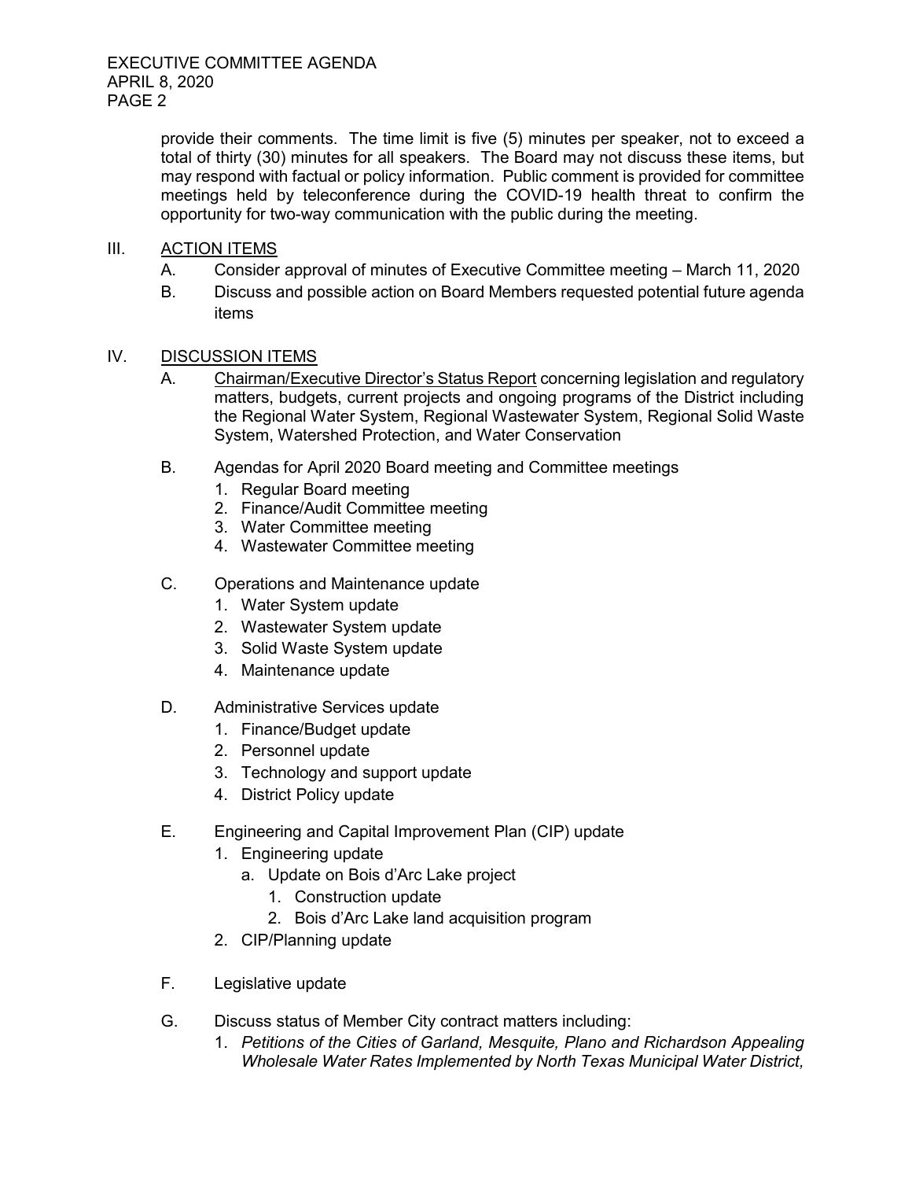provide their comments. The time limit is five (5) minutes per speaker, not to exceed a total of thirty (30) minutes for all speakers. The Board may not discuss these items, but may respond with factual or policy information. Public comment is provided for committee meetings held by teleconference during the COVID-19 health threat to confirm the opportunity for two-way communication with the public during the meeting.

## III. ACTION ITEMS

A. Consider approval of minutes of Executive Committee meeting – March 11, 2020

B. Discuss and possible action on Board Members requested potential future agenda items

## IV. DISCUSSION ITEMS

A. Chairman/Executive Director's Status Report concerning legislation and regulatory matters, budgets, current projects and ongoing programs of the District including the Regional Water System, Regional Wastewater System, Regional Solid Waste System, Watershed Protection, and Water Conservation

B. Agendas for April 2020 Board meeting and Committee meetings
   1. Regular Board meeting
   2. Finance/Audit Committee meeting
   3. Water Committee meeting
   4. Wastewater Committee meeting

C. Operations and Maintenance update
   1. Water System update
   2. Wastewater System update
   3. Solid Waste System update
   4. Maintenance update

D. Administrative Services update
   1. Finance/Budget update
   2. Personnel update
   3. Technology and support update
   4. District Policy update

E. Engineering and Capital Improvement Plan (CIP) update
   1. Engineering update
      a. Update on Bois d'Arc Lake project
         1. Construction update
         2. Bois d'Arc Lake land acquisition program
   2. CIP/Planning update

F. Legislative update

G. Discuss status of Member City contract matters including:
   1. *Petitions of the Cities of Garland, Mesquite, Plano and Richardson Appealing Wholesale Water Rates Implemented by North Texas Municipal Water District,*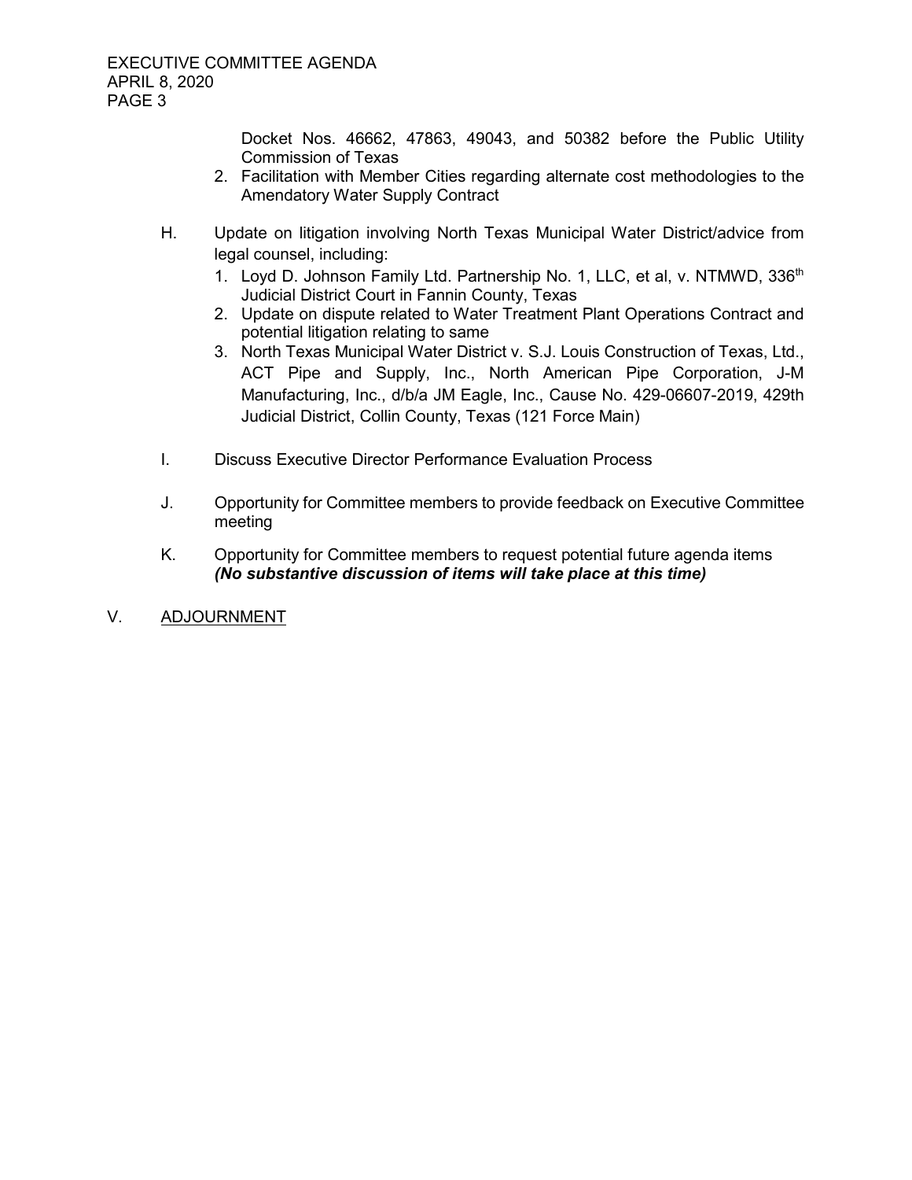Docket Nos. 46662, 47863, 49043, and 50382 before the Public Utility Commission of Texas

2. Facilitation with Member Cities regarding alternate cost methodologies to the Amendatory Water Supply Contract

H. Update on litigation involving North Texas Municipal Water District/advice from legal counsel, including:

1. Loyd D. Johnson Family Ltd. Partnership No. 1, LLC, et al, v. NTMWD, 336th Judicial District Court in Fannin County, Texas
2. Update on dispute related to Water Treatment Plant Operations Contract and potential litigation relating to same
3. North Texas Municipal Water District v. S.J. Louis Construction of Texas, Ltd., ACT Pipe and Supply, Inc., North American Pipe Corporation, J-M Manufacturing, Inc., d/b/a JM Eagle, Inc., Cause No. 429-06607-2019, 429th Judicial District, Collin County, Texas (121 Force Main)

I. Discuss Executive Director Performance Evaluation Process

J. Opportunity for Committee members to provide feedback on Executive Committee meeting

K. Opportunity for Committee members to request potential future agenda items ***(No substantive discussion of items will take place at this time)***

V. ADJOURNMENT